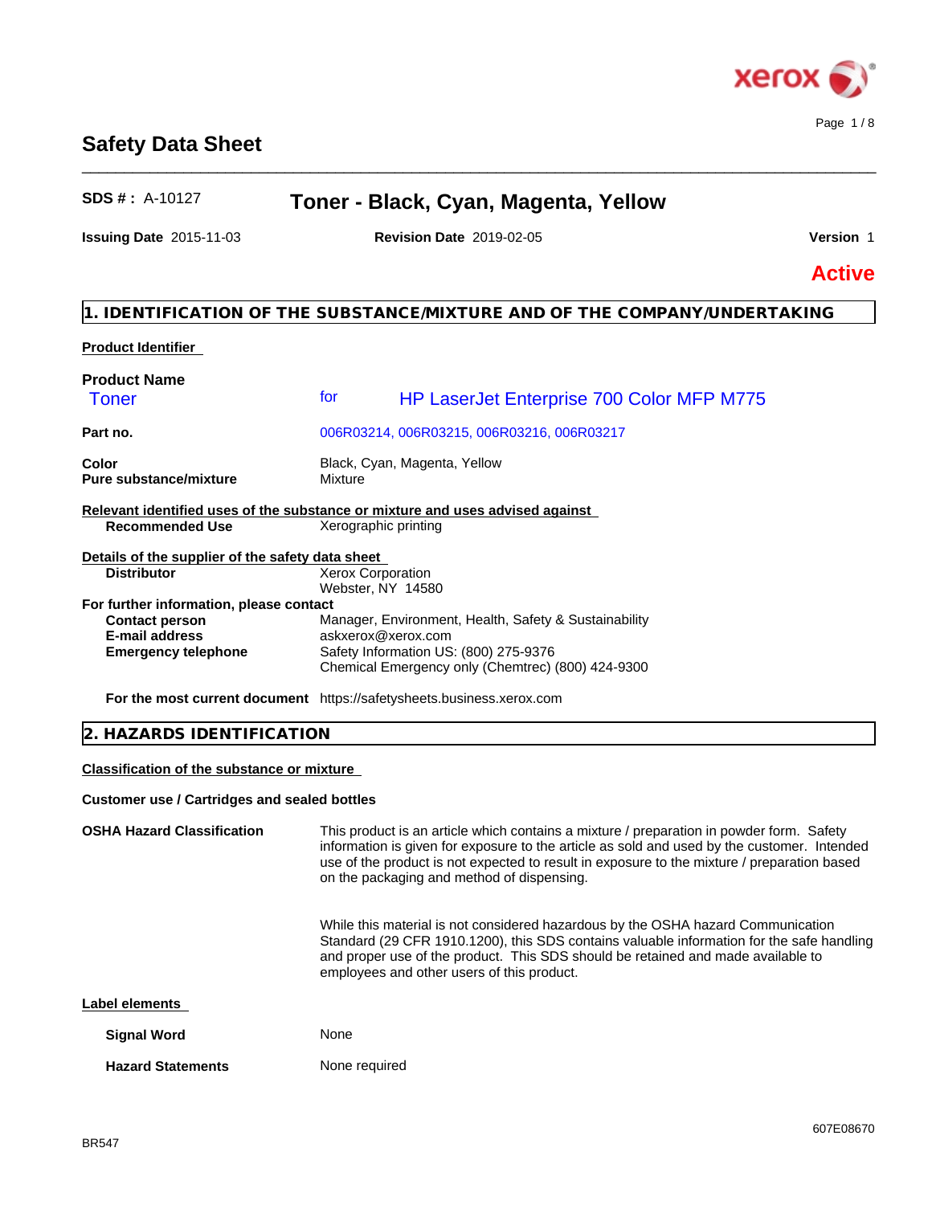# Safety Data Sheet

**SDS # :** A-10127 **Toner - Black, Cyan, Magenta, Yellow**

**Issuing Date** 2015-11-03 **Revision Date** 2019-02-05 **Version** 1

**Active**

## 1. IDENTIFICATION OF THE SUBSTANCE/MIXTURE AND OF THE COMPANY/UNDERTAKING

### Product Identifier

**Product Name**

Toner for HP LaserJet Enterprise 700 Color MFP M775

**Part no.** 006R03214, 006R03215, 006R03216, 006R03217

**Color** Black, Cyan, Magenta, Yellow

**Pure substance/mixture** Mixture

### Relevant identified uses of the substance or mixture and uses advised against

**Recommended Use** Xerographic printing

### Details of the supplier of the safety data sheet

**Distributor** Xerox Corporation
Webster, NY 14580

**For further information, please contact**

**Contact person** Manager, Environment, Health, Safety & Sustainability

**E-mail address** askxerox@xerox.com

**Emergency telephone** Safety Information US: (800) 275-9376
Chemical Emergency only (Chemtrec) (800) 424-9300

**For the most current document** https://safetysheets.business.xerox.com

## 2. HAZARDS IDENTIFICATION

### Classification of the substance or mixture

**Customer use / Cartridges and sealed bottles**

**OSHA Hazard Classification** This product is an article which contains a mixture / preparation in powder form. Safety information is given for exposure to the article as sold and used by the customer. Intended use of the product is not expected to result in exposure to the mixture / preparation based on the packaging and method of dispensing.

While this material is not considered hazardous by the OSHA hazard Communication Standard (29 CFR 1910.1200), this SDS contains valuable information for the safe handling and proper use of the product. This SDS should be retained and made available to employees and other users of this product.

### Label elements

**Signal Word** None

**Hazard Statements** None required

BR547

607E08670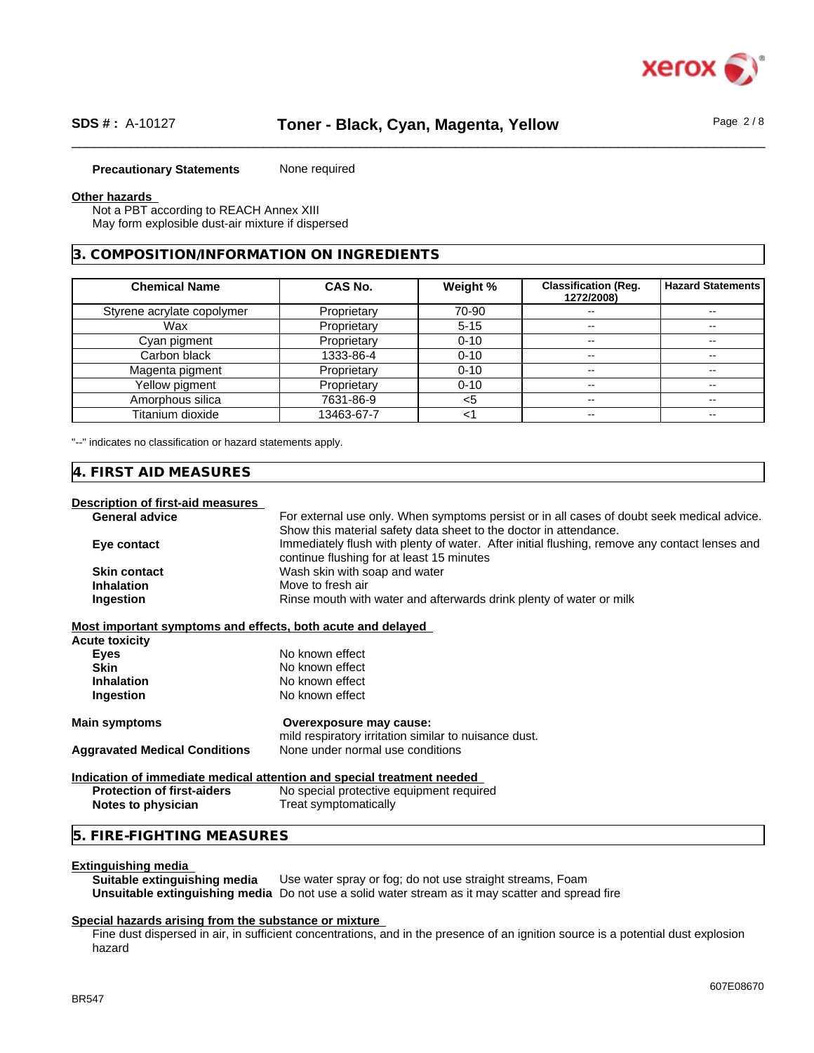**Precautionary Statements** None required

**Other hazards**

Not a PBT according to REACH Annex XIII

May form explosible dust-air mixture if dispersed

## 3. COMPOSITION/INFORMATION ON INGREDIENTS

| Chemical Name | CAS No. | Weight % | Classification (Reg. 1272/2008) | Hazard Statements |
|---|---|---|---|---|
| Styrene acrylate copolymer | Proprietary | 70-90 | -- | -- |
| Wax | Proprietary | 5-15 | -- | -- |
| Cyan pigment | Proprietary | 0-10 | -- | -- |
| Carbon black | 1333-86-4 | 0-10 | -- | -- |
| Magenta pigment | Proprietary | 0-10 | -- | -- |
| Yellow pigment | Proprietary | 0-10 | -- | -- |
| Amorphous silica | 7631-86-9 | <5 | -- | -- |
| Titanium dioxide | 13463-67-7 | <1 | -- | -- |

"--" indicates no classification or hazard statements apply.

## 4. FIRST AID MEASURES

**Description of first-aid measures**

**General advice** For external use only. When symptoms persist or in all cases of doubt seek medical advice. Show this material safety data sheet to the doctor in attendance.

**Eye contact** Immediately flush with plenty of water. After initial flushing, remove any contact lenses and continue flushing for at least 15 minutes

**Skin contact** Wash skin with soap and water

**Inhalation** Move to fresh air

**Ingestion** Rinse mouth with water and afterwards drink plenty of water or milk

**Most important symptoms and effects, both acute and delayed**

**Acute toxicity**

**Eyes** No known effect

**Skin** No known effect

**Inhalation** No known effect

**Ingestion** No known effect

**Main symptoms** **Overexposure may cause:**
mild respiratory irritation similar to nuisance dust.

**Aggravated Medical Conditions** None under normal use conditions

**Indication of immediate medical attention and special treatment needed**

**Protection of first-aiders** No special protective equipment required

**Notes to physician** Treat symptomatically

## 5. FIRE-FIGHTING MEASURES

**Extinguishing media**

**Suitable extinguishing media** Use water spray or fog; do not use straight streams, Foam

**Unsuitable extinguishing media** Do not use a solid water stream as it may scatter and spread fire

**Special hazards arising from the substance or mixture**

Fine dust dispersed in air, in sufficient concentrations, and in the presence of an ignition source is a potential dust explosion hazard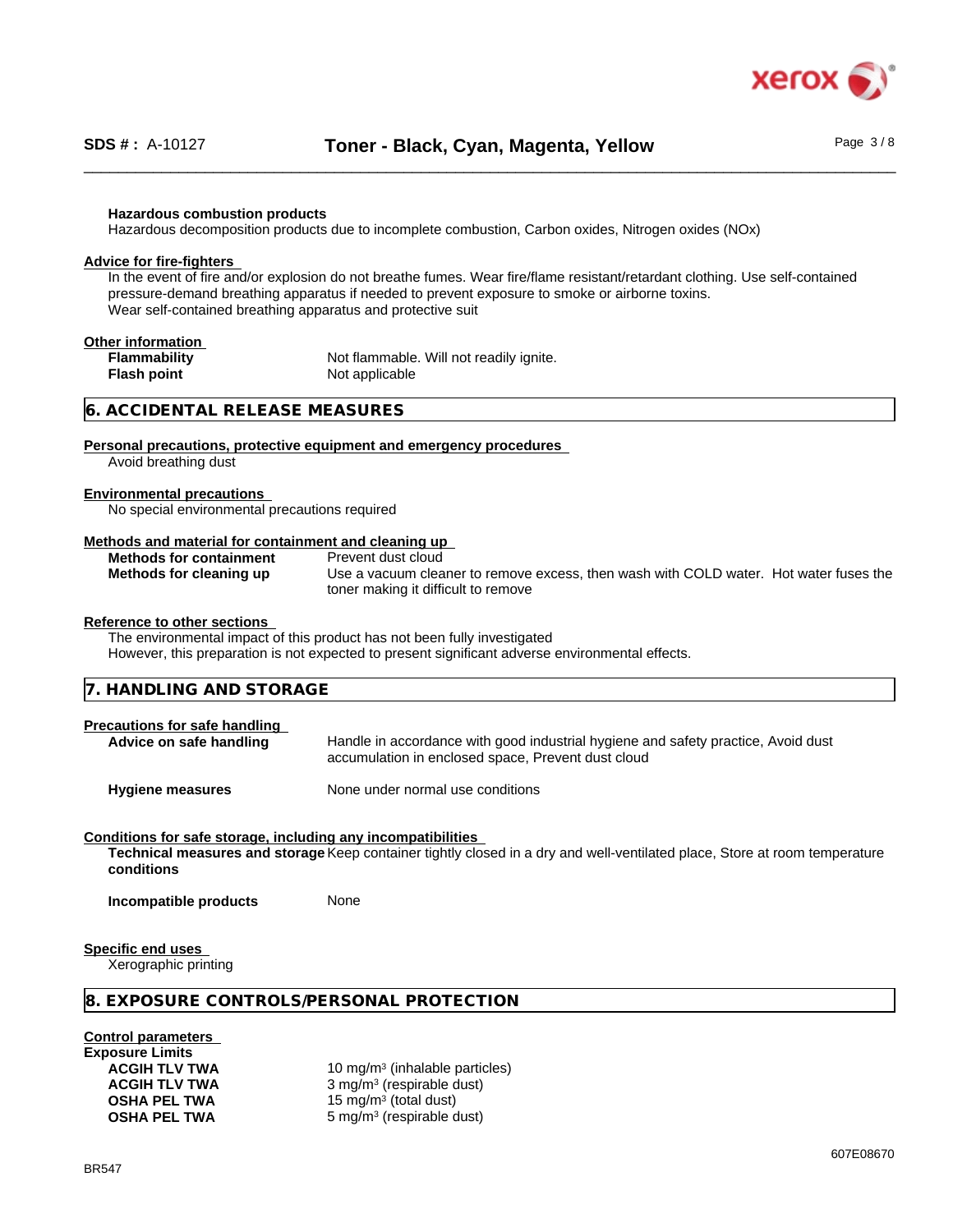**Hazardous combustion products**
Hazardous decomposition products due to incomplete combustion, Carbon oxides, Nitrogen oxides (NOx)

**Advice for fire-fighters**
In the event of fire and/or explosion do not breathe fumes. Wear fire/flame resistant/retardant clothing. Use self-contained pressure-demand breathing apparatus if needed to prevent exposure to smoke or airborne toxins.
Wear self-contained breathing apparatus and protective suit

**Other information**

| | |
|---|---|
| **Flammability** | Not flammable. Will not readily ignite. |
| **Flash point** | Not applicable |

## 6. ACCIDENTAL RELEASE MEASURES

**Personal precautions, protective equipment and emergency procedures**
Avoid breathing dust

**Environmental precautions**
No special environmental precautions required

**Methods and material for containment and cleaning up**

| | |
|---|---|
| **Methods for containment** | Prevent dust cloud |
| **Methods for cleaning up** | Use a vacuum cleaner to remove excess, then wash with COLD water. Hot water fuses the toner making it difficult to remove |

**Reference to other sections**
The environmental impact of this product has not been fully investigated
However, this preparation is not expected to present significant adverse environmental effects.

## 7. HANDLING AND STORAGE

**Precautions for safe handling**

| | |
|---|---|
| **Advice on safe handling** | Handle in accordance with good industrial hygiene and safety practice, Avoid dust accumulation in enclosed space, Prevent dust cloud |
| **Hygiene measures** | None under normal use conditions |

**Conditions for safe storage, including any incompatibilities**

| | |
|---|---|
| **Technical measures and storage conditions** | Keep container tightly closed in a dry and well-ventilated place, Store at room temperature |
| **Incompatible products** | None |

**Specific end uses**
Xerographic printing

## 8. EXPOSURE CONTROLS/PERSONAL PROTECTION

**Control parameters**
**Exposure Limits**

| | |
|---|---|
| **ACGIH TLV TWA** | 10 mg/m³ (inhalable particles) |
| **ACGIH TLV TWA** | 3 mg/m³ (respirable dust) |
| **OSHA PEL TWA** | 15 mg/m³ (total dust) |
| **OSHA PEL TWA** | 5 mg/m³ (respirable dust) |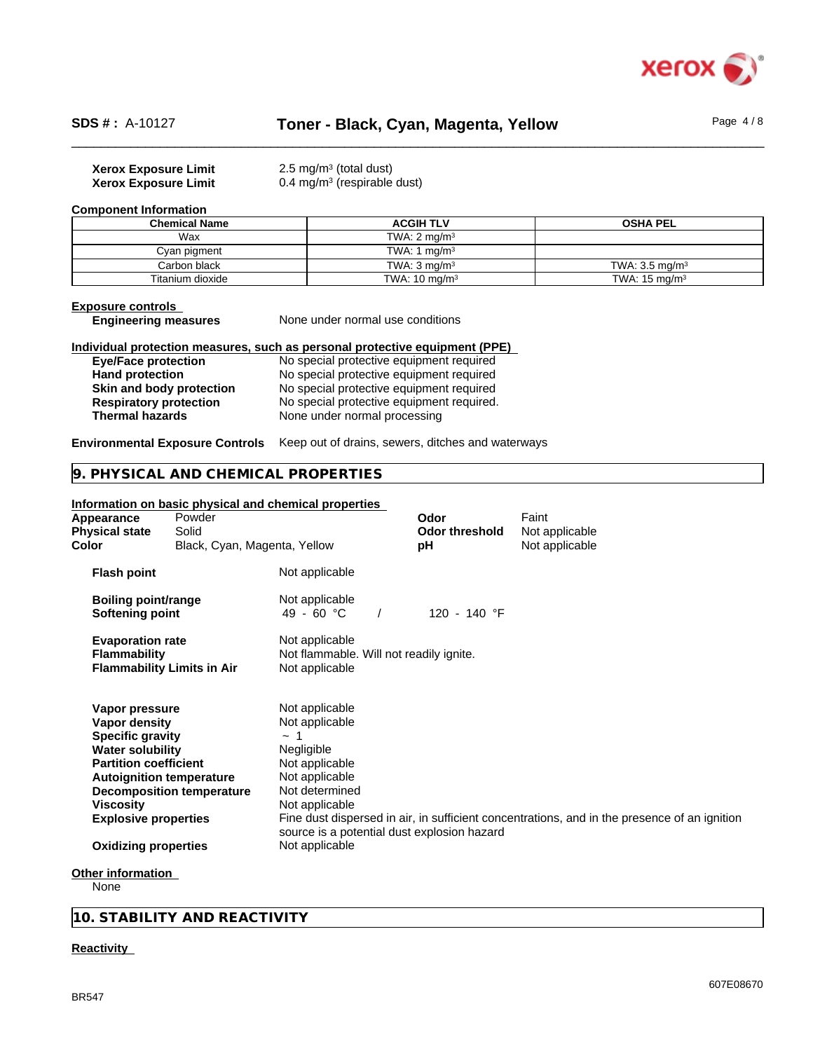| | |
|---|---|
| **Xerox Exposure Limit** | 2.5 mg/m³ (total dust) |
| **Xerox Exposure Limit** | 0.4 mg/m³ (respirable dust) |

**Component Information**

| Chemical Name | ACGIH TLV | OSHA PEL |
|---|---|---|
| Wax | TWA: 2 mg/m³ | |
| Cyan pigment | TWA: 1 mg/m³ | |
| Carbon black | TWA: 3 mg/m³ | TWA: 3.5 mg/m³ |
| Titanium dioxide | TWA: 10 mg/m³ | TWA: 15 mg/m³ |

**Exposure controls**

| | |
|---|---|
| **Engineering measures** | None under normal use conditions |

**Individual protection measures, such as personal protective equipment (PPE)**

| | |
|---|---|
| **Eye/Face protection** | No special protective equipment required |
| **Hand protection** | No special protective equipment required |
| **Skin and body protection** | No special protective equipment required |
| **Respiratory protection** | No special protective equipment required. |
| **Thermal hazards** | None under normal processing |

**Environmental Exposure Controls** Keep out of drains, sewers, ditches and waterways

## 9. PHYSICAL AND CHEMICAL PROPERTIES

**Information on basic physical and chemical properties**

| | | | |
|---|---|---|---|
| **Appearance** | Powder | **Odor** | Faint |
| **Physical state** | Solid | **Odor threshold** | Not applicable |
| **Color** | Black, Cyan, Magenta, Yellow | **pH** | Not applicable |

| | |
|---|---|
| **Flash point** | Not applicable |
| **Boiling point/range** | Not applicable |
| **Softening point** | 49 - 60 °C / 120 - 140 °F |
| **Evaporation rate** | Not applicable |
| **Flammability** | Not flammable. Will not readily ignite. |
| **Flammability Limits in Air** | Not applicable |
| **Vapor pressure** | Not applicable |
| **Vapor density** | Not applicable |
| **Specific gravity** | ~ 1 |
| **Water solubility** | Negligible |
| **Partition coefficient** | Not applicable |
| **Autoignition temperature** | Not applicable |
| **Decomposition temperature** | Not determined |
| **Viscosity** | Not applicable |
| **Explosive properties** | Fine dust dispersed in air, in sufficient concentrations, and in the presence of an ignition source is a potential dust explosion hazard |
| **Oxidizing properties** | Not applicable |

**Other information**

None

## 10. STABILITY AND REACTIVITY

**Reactivity**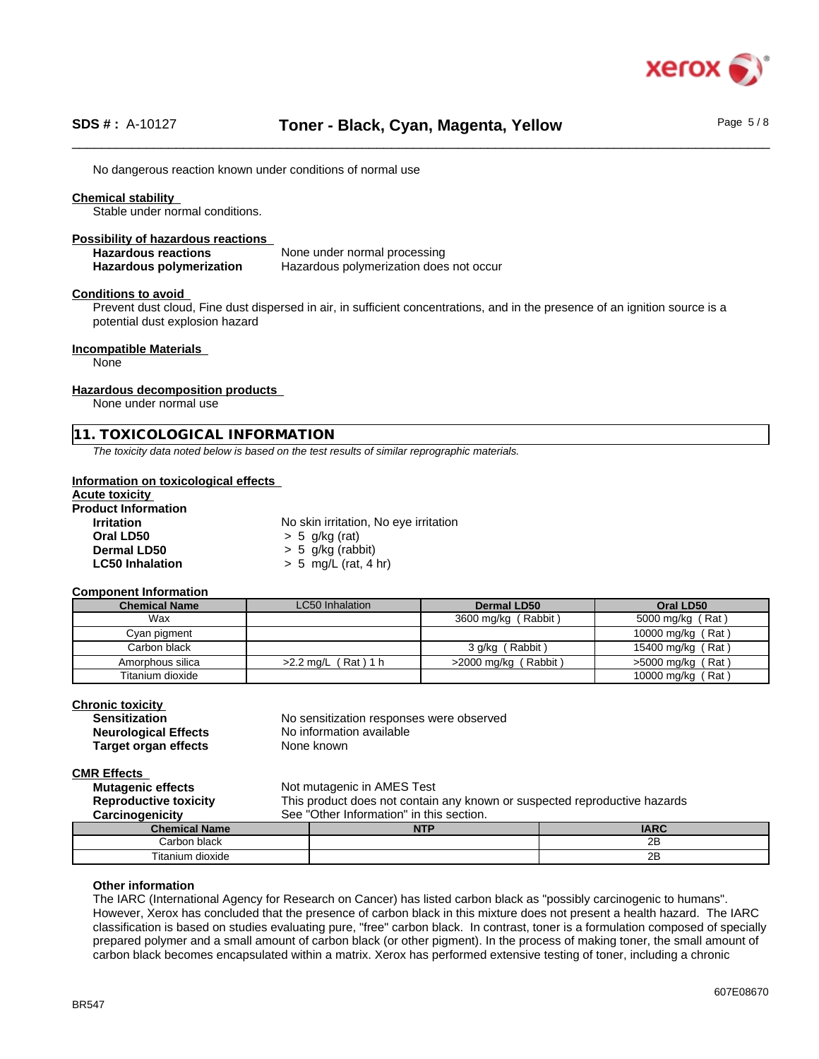No dangerous reaction known under conditions of normal use

**Chemical stability**

Stable under normal conditions.

**Possibility of hazardous reactions**

| | |
|---|---|
| **Hazardous reactions** | None under normal processing |
| **Hazardous polymerization** | Hazardous polymerization does not occur |

**Conditions to avoid**

Prevent dust cloud, Fine dust dispersed in air, in sufficient concentrations, and in the presence of an ignition source is a potential dust explosion hazard

**Incompatible Materials**

None

**Hazardous decomposition products**

None under normal use

## 11. TOXICOLOGICAL INFORMATION

*The toxicity data noted below is based on the test results of similar reprographic materials.*

**Information on toxicological effects**

**Acute toxicity**

**Product Information**

| | |
|---|---|
| **Irritation** | No skin irritation, No eye irritation |
| **Oral LD50** | > 5 g/kg (rat) |
| **Dermal LD50** | > 5 g/kg (rabbit) |
| **LC50 Inhalation** | > 5 mg/L (rat, 4 hr) |

**Component Information**

| Chemical Name | LC50 Inhalation | Dermal LD50 | Oral LD50 |
|---|---|---|---|
| Wax | | 3600 mg/kg ( Rabbit ) | 5000 mg/kg ( Rat ) |
| Cyan pigment | | | 10000 mg/kg ( Rat ) |
| Carbon black | | 3 g/kg ( Rabbit ) | 15400 mg/kg ( Rat ) |
| Amorphous silica | >2.2 mg/L ( Rat ) 1 h | >2000 mg/kg ( Rabbit ) | >5000 mg/kg ( Rat ) |
| Titanium dioxide | | | 10000 mg/kg ( Rat ) |

**Chronic toxicity**

| | |
|---|---|
| **Sensitization** | No sensitization responses were observed |
| **Neurological Effects** | No information available |
| **Target organ effects** | None known |

**CMR Effects**

| | |
|---|---|
| **Mutagenic effects** | Not mutagenic in AMES Test |
| **Reproductive toxicity** | This product does not contain any known or suspected reproductive hazards |
| **Carcinogenicity** | See "Other Information" in this section. |

| Chemical Name | NTP | IARC |
|---|---|---|
| Carbon black | | 2B |
| Titanium dioxide | | 2B |

**Other information**

The IARC (International Agency for Research on Cancer) has listed carbon black as "possibly carcinogenic to humans". However, Xerox has concluded that the presence of carbon black in this mixture does not present a health hazard. The IARC classification is based on studies evaluating pure, "free" carbon black. In contrast, toner is a formulation composed of specially prepared polymer and a small amount of carbon black (or other pigment). In the process of making toner, the small amount of carbon black becomes encapsulated within a matrix. Xerox has performed extensive testing of toner, including a chronic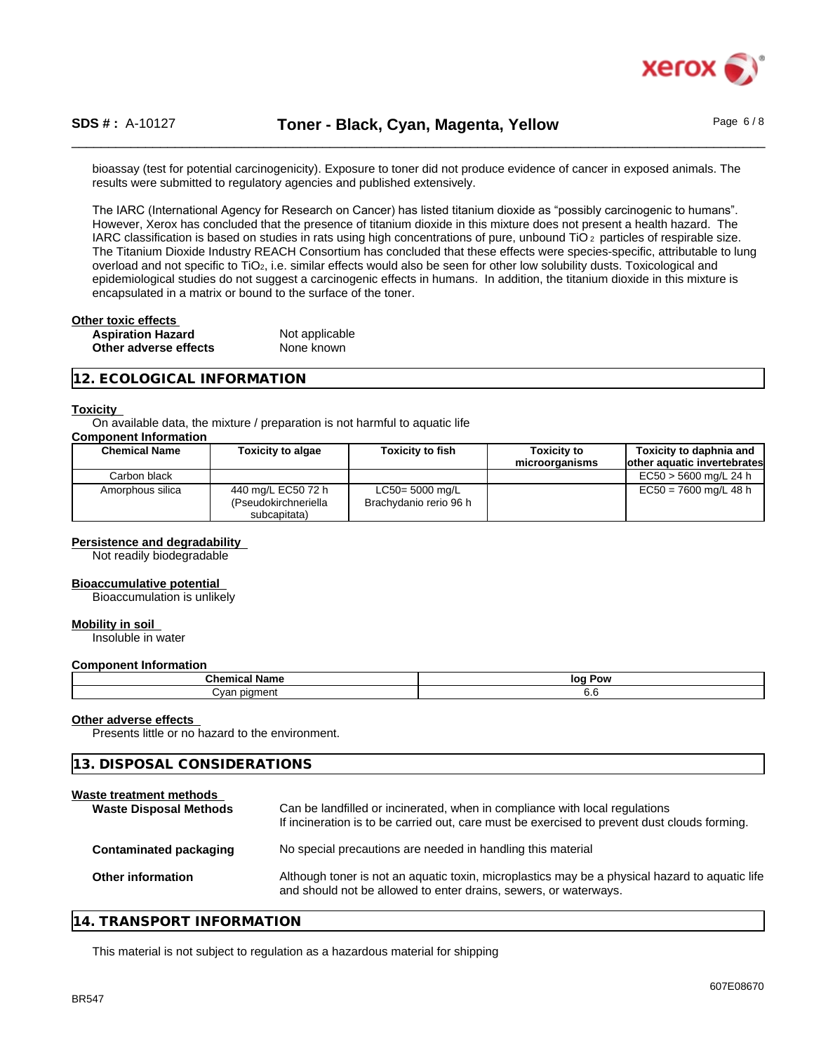bioassay (test for potential carcinogenicity). Exposure to toner did not produce evidence of cancer in exposed animals. The results were submitted to regulatory agencies and published extensively.

The IARC (International Agency for Research on Cancer) has listed titanium dioxide as "possibly carcinogenic to humans". However, Xerox has concluded that the presence of titanium dioxide in this mixture does not present a health hazard. The IARC classification is based on studies in rats using high concentrations of pure, unbound $TiO_2$ particles of respirable size. The Titanium Dioxide Industry REACH Consortium has concluded that these effects were species-specific, attributable to lung overload and not specific to $TiO_2$, i.e. similar effects would also be seen for other low solubility dusts. Toxicological and epidemiological studies do not suggest a carcinogenic effects in humans. In addition, the titanium dioxide in this mixture is encapsulated in a matrix or bound to the surface of the toner.

**Other toxic effects**

**Aspiration Hazard** Not applicable
**Other adverse effects** None known

## 12. ECOLOGICAL INFORMATION

**Toxicity**

On available data, the mixture / preparation is not harmful to aquatic life

**Component Information**

| Chemical Name | Toxicity to algae | Toxicity to fish | Toxicity to microorganisms | Toxicity to daphnia and other aquatic invertebrates |
|---|---|---|---|---|
| Carbon black | | | | EC50 > 5600 mg/L 24 h |
| Amorphous silica | 440 mg/L EC50 72 h (Pseudokirchneriella subcapitata) | LC50= 5000 mg/L Brachydanio rerio 96 h | | EC50 = 7600 mg/L 48 h |

**Persistence and degradability**

Not readily biodegradable

**Bioaccumulative potential**

Bioaccumulation is unlikely

**Mobility in soil**

Insoluble in water

**Component Information**

| Chemical Name | log Pow |
|---|---|
| Cyan pigment | 6.6 |

**Other adverse effects**

Presents little or no hazard to the environment.

## 13. DISPOSAL CONSIDERATIONS

**Waste treatment methods**

**Waste Disposal Methods** Can be landfilled or incinerated, when in compliance with local regulations
If incineration is to be carried out, care must be exercised to prevent dust clouds forming.

**Contaminated packaging** No special precautions are needed in handling this material

**Other information** Although toner is not an aquatic toxin, microplastics may be a physical hazard to aquatic life and should not be allowed to enter drains, sewers, or waterways.

## 14. TRANSPORT INFORMATION

This material is not subject to regulation as a hazardous material for shipping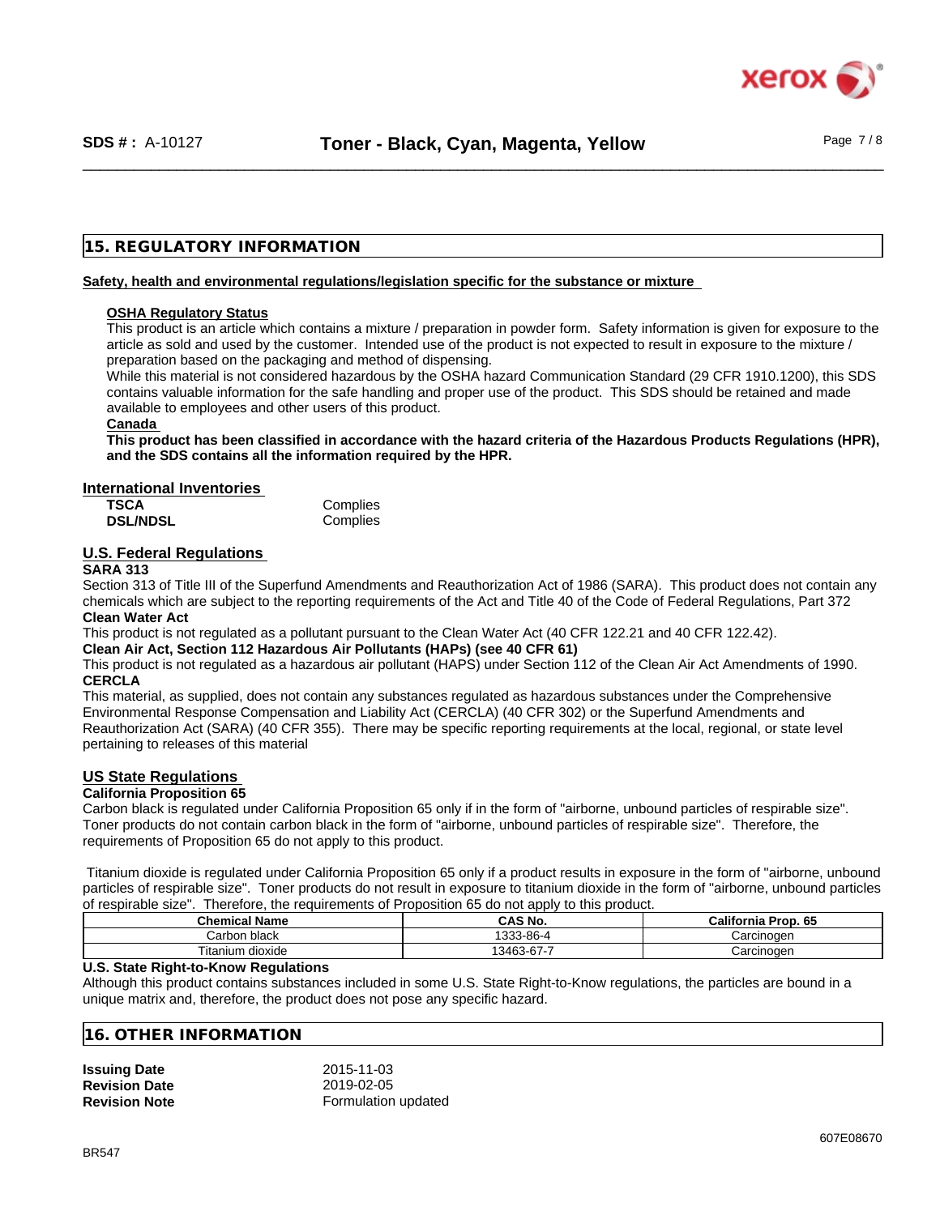## 15. REGULATORY INFORMATION

**Safety, health and environmental regulations/legislation specific for the substance or mixture**

**OSHA Regulatory Status**

This product is an article which contains a mixture / preparation in powder form. Safety information is given for exposure to the article as sold and used by the customer. Intended use of the product is not expected to result in exposure to the mixture / preparation based on the packaging and method of dispensing.

While this material is not considered hazardous by the OSHA hazard Communication Standard (29 CFR 1910.1200), this SDS contains valuable information for the safe handling and proper use of the product. This SDS should be retained and made available to employees and other users of this product.

**Canada**

**This product has been classified in accordance with the hazard criteria of the Hazardous Products Regulations (HPR), and the SDS contains all the information required by the HPR.**

### International Inventories

| | |
|---|---|
| **TSCA** | Complies |
| **DSL/NDSL** | Complies |

### U.S. Federal Regulations

**SARA 313**

Section 313 of Title III of the Superfund Amendments and Reauthorization Act of 1986 (SARA). This product does not contain any chemicals which are subject to the reporting requirements of the Act and Title 40 of the Code of Federal Regulations, Part 372

**Clean Water Act**

This product is not regulated as a pollutant pursuant to the Clean Water Act (40 CFR 122.21 and 40 CFR 122.42).

**Clean Air Act, Section 112 Hazardous Air Pollutants (HAPs) (see 40 CFR 61)**

This product is not regulated as a hazardous air pollutant (HAPS) under Section 112 of the Clean Air Act Amendments of 1990.

**CERCLA**

This material, as supplied, does not contain any substances regulated as hazardous substances under the Comprehensive Environmental Response Compensation and Liability Act (CERCLA) (40 CFR 302) or the Superfund Amendments and Reauthorization Act (SARA) (40 CFR 355). There may be specific reporting requirements at the local, regional, or state level pertaining to releases of this material

### US State Regulations

**California Proposition 65**

Carbon black is regulated under California Proposition 65 only if in the form of "airborne, unbound particles of respirable size". Toner products do not contain carbon black in the form of "airborne, unbound particles of respirable size". Therefore, the requirements of Proposition 65 do not apply to this product.

Titanium dioxide is regulated under California Proposition 65 only if a product results in exposure in the form of "airborne, unbound particles of respirable size". Toner products do not result in exposure to titanium dioxide in the form of "airborne, unbound particles of respirable size". Therefore, the requirements of Proposition 65 do not apply to this product.

| Chemical Name | CAS No. | California Prop. 65 |
|---|---|---|
| Carbon black | 1333-86-4 | Carcinogen |
| Titanium dioxide | 13463-67-7 | Carcinogen |

**U.S. State Right-to-Know Regulations**

Although this product contains substances included in some U.S. State Right-to-Know regulations, the particles are bound in a unique matrix and, therefore, the product does not pose any specific hazard.

## 16. OTHER INFORMATION

| | |
|---|---|
| **Issuing Date** | 2015-11-03 |
| **Revision Date** | 2019-02-05 |
| **Revision Note** | Formulation updated |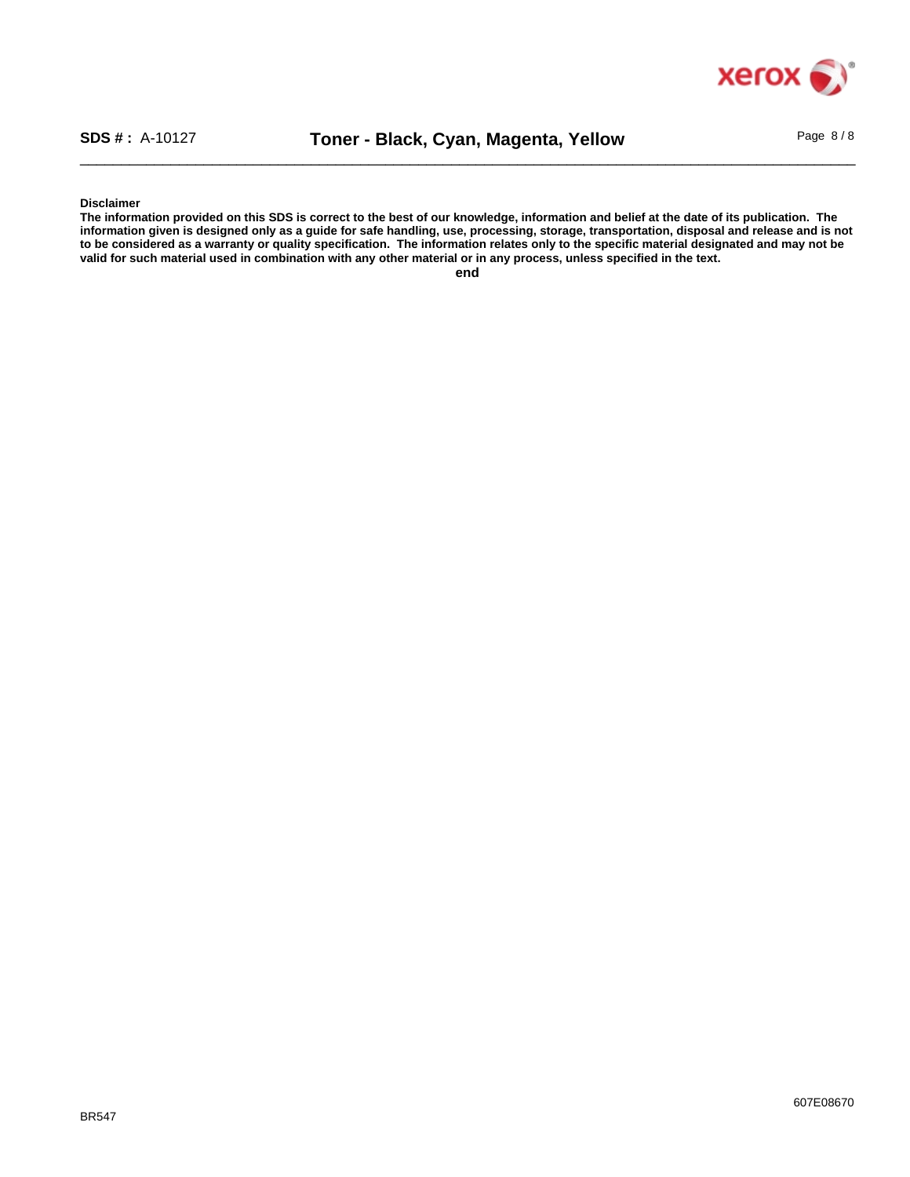**Disclaimer**

**The information provided on this SDS is correct to the best of our knowledge, information and belief at the date of its publication. The information given is designed only as a guide for safe handling, use, processing, storage, transportation, disposal and release and is not to be considered as a warranty or quality specification. The information relates only to the specific material designated and may not be valid for such material used in combination with any other material or in any process, unless specified in the text.**

**end**